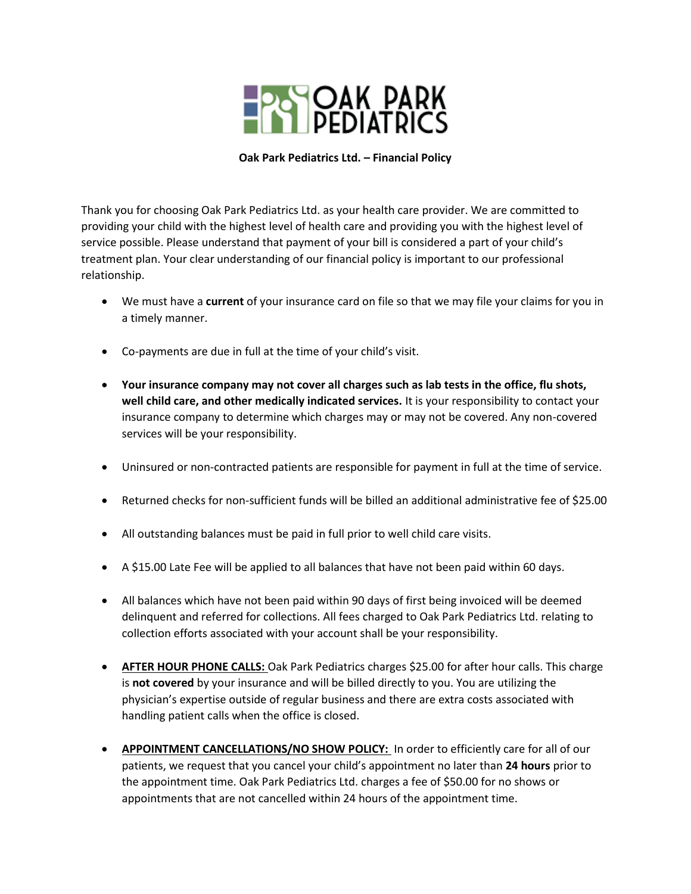OAK PARK PEDIATRICS

**Oak Park Pediatrics Ltd. – Financial Policy**

Thank you for choosing Oak Park Pediatrics Ltd. as your health care provider. We are committed to providing your child with the highest level of health care and providing you with the highest level of service possible. Please understand that payment of your bill is considered a part of your child's treatment plan. Your clear understanding of our financial policy is important to our professional relationship.

- We must have a **current** of your insurance card on file so that we may file your claims for you in a timely manner.
- Co-payments are due in full at the time of your child's visit.
- **Your insurance company may not cover all charges such as lab tests in the office, flu shots, well child care, and other medically indicated services.** It is your responsibility to contact your insurance company to determine which charges may or may not be covered. Any non-covered services will be your responsibility.
- Uninsured or non-contracted patients are responsible for payment in full at the time of service.
- Returned checks for non-sufficient funds will be billed an additional administrative fee of $25.00
- All outstanding balances must be paid in full prior to well child care visits.
- A $15.00 Late Fee will be applied to all balances that have not been paid within 60 days.
- All balances which have not been paid within 90 days of first being invoiced will be deemed delinquent and referred for collections. All fees charged to Oak Park Pediatrics Ltd. relating to collection efforts associated with your account shall be your responsibility.
- **AFTER HOUR PHONE CALLS:** Oak Park Pediatrics charges $25.00 for after hour calls. This charge is **not covered** by your insurance and will be billed directly to you. You are utilizing the physician's expertise outside of regular business and there are extra costs associated with handling patient calls when the office is closed.
- **APPOINTMENT CANCELLATIONS/NO SHOW POLICY:** In order to efficiently care for all of our patients, we request that you cancel your child's appointment no later than **24 hours** prior to the appointment time. Oak Park Pediatrics Ltd. charges a fee of $50.00 for no shows or appointments that are not cancelled within 24 hours of the appointment time.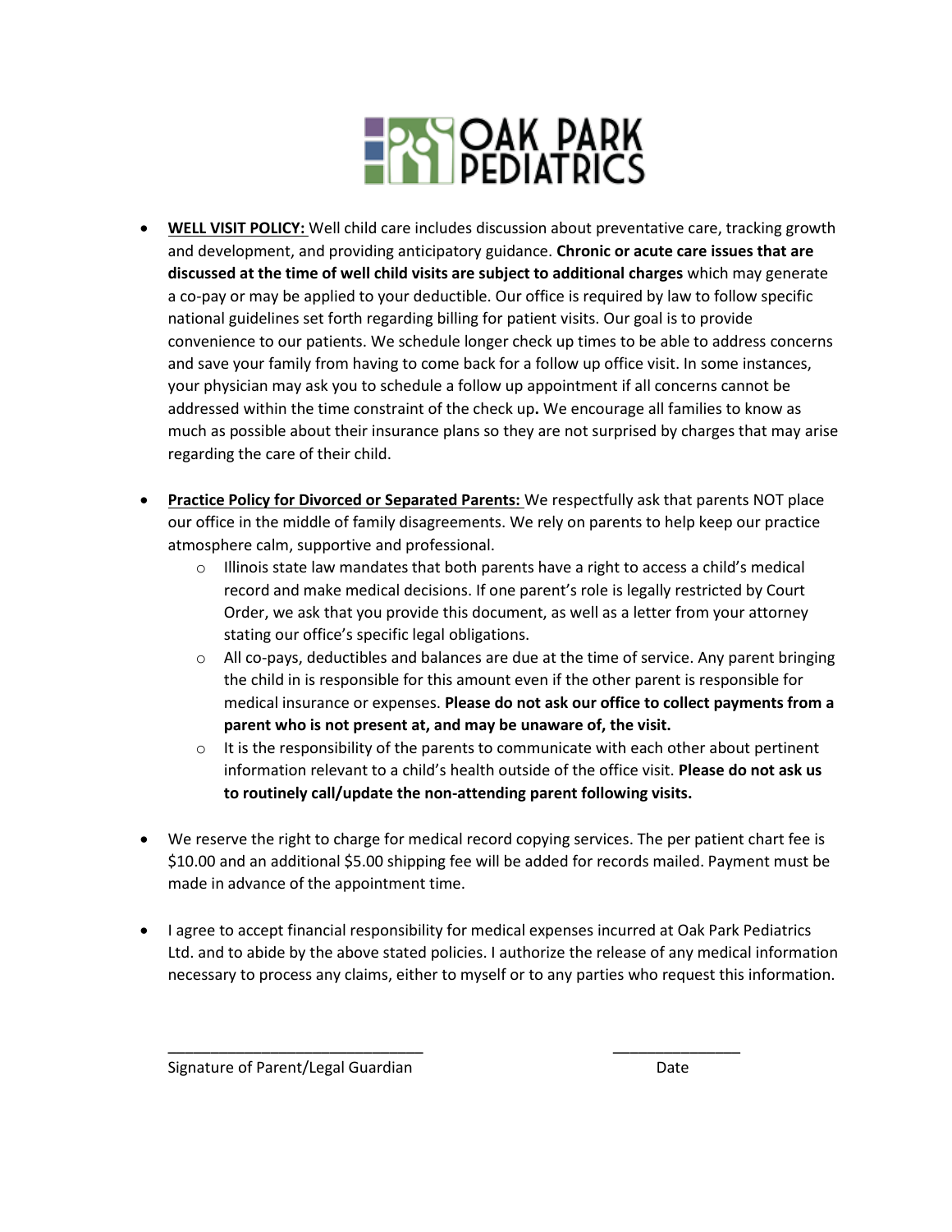# OAK PARK PEDIATRICS

- **WELL VISIT POLICY:** Well child care includes discussion about preventative care, tracking growth and development, and providing anticipatory guidance. **Chronic or acute care issues that are discussed at the time of well child visits are subject to additional charges** which may generate a co-pay or may be applied to your deductible. Our office is required by law to follow specific national guidelines set forth regarding billing for patient visits. Our goal is to provide convenience to our patients. We schedule longer check up times to be able to address concerns and save your family from having to come back for a follow up office visit. In some instances, your physician may ask you to schedule a follow up appointment if all concerns cannot be addressed within the time constraint of the check up**.** We encourage all families to know as much as possible about their insurance plans so they are not surprised by charges that may arise regarding the care of their child.

- **Practice Policy for Divorced or Separated Parents:** We respectfully ask that parents NOT place our office in the middle of family disagreements. We rely on parents to help keep our practice atmosphere calm, supportive and professional.
  - Illinois state law mandates that both parents have a right to access a child's medical record and make medical decisions. If one parent's role is legally restricted by Court Order, we ask that you provide this document, as well as a letter from your attorney stating our office's specific legal obligations.
  - All co-pays, deductibles and balances are due at the time of service. Any parent bringing the child in is responsible for this amount even if the other parent is responsible for medical insurance or expenses. **Please do not ask our office to collect payments from a parent who is not present at, and may be unaware of, the visit.**
  - It is the responsibility of the parents to communicate with each other about pertinent information relevant to a child's health outside of the office visit. **Please do not ask us to routinely call/update the non-attending parent following visits.**

- We reserve the right to charge for medical record copying services. The per patient chart fee is $10.00 and an additional $5.00 shipping fee will be added for records mailed. Payment must be made in advance of the appointment time.

- I agree to accept financial responsibility for medical expenses incurred at Oak Park Pediatrics Ltd. and to abide by the above stated policies. I authorize the release of any medical information necessary to process any claims, either to myself or to any parties who request this information.

______________________________ Signature of Parent/Legal Guardian

_______________ Date